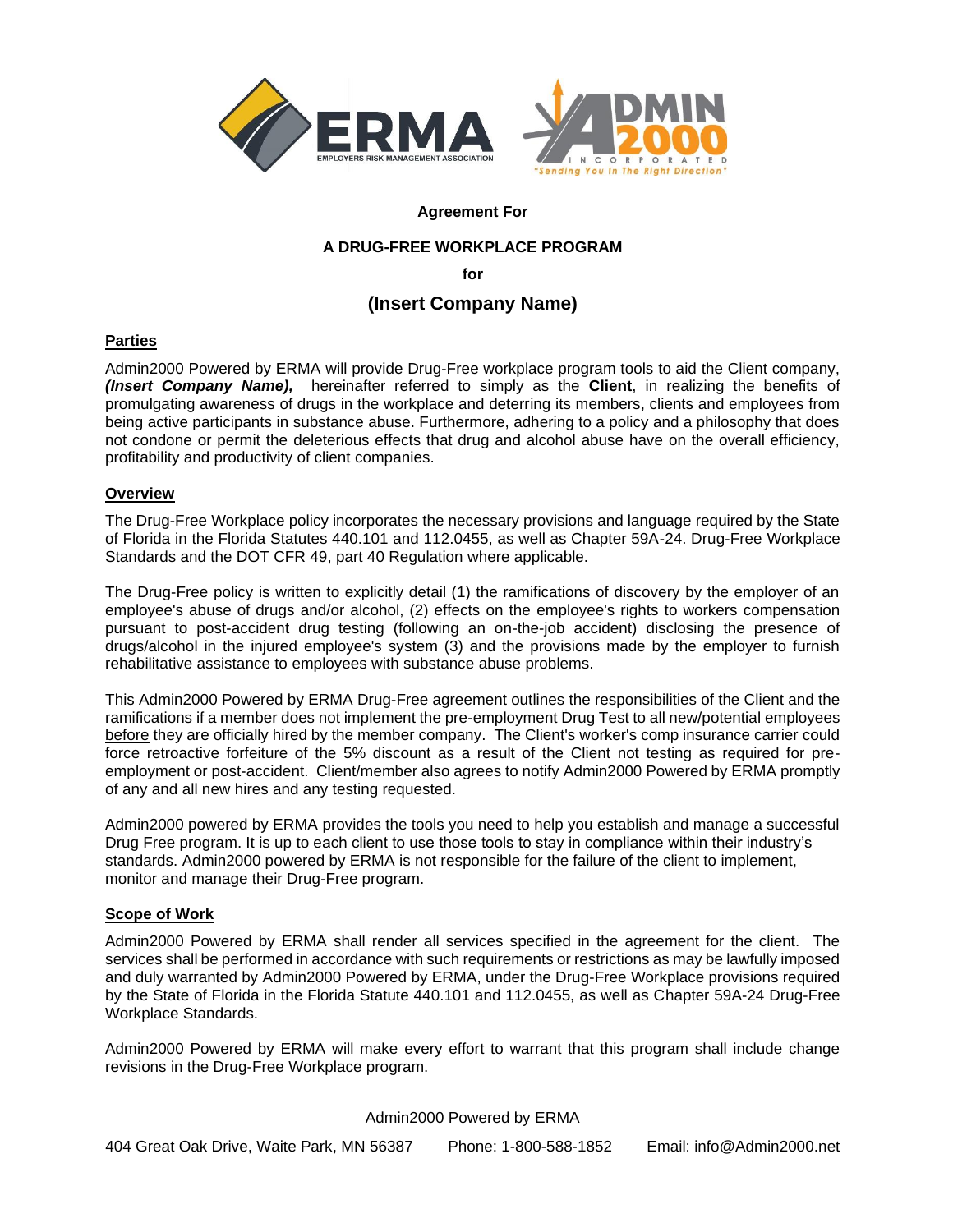**Agreement For**

**A DRUG-FREE WORKPLACE PROGRAM**

**for**

## (Insert Company Name)

**Parties**

Admin2000 Powered by ERMA will provide Drug-Free workplace program tools to aid the Client company, ***(Insert Company Name),*** hereinafter referred to simply as the **Client**, in realizing the benefits of promulgating awareness of drugs in the workplace and deterring its members, clients and employees from being active participants in substance abuse. Furthermore, adhering to a policy and a philosophy that does not condone or permit the deleterious effects that drug and alcohol abuse have on the overall efficiency, profitability and productivity of client companies.

**Overview**

The Drug-Free Workplace policy incorporates the necessary provisions and language required by the State of Florida in the Florida Statutes 440.101 and 112.0455, as well as Chapter 59A-24. Drug-Free Workplace Standards and the DOT CFR 49, part 40 Regulation where applicable.

The Drug-Free policy is written to explicitly detail (1) the ramifications of discovery by the employer of an employee's abuse of drugs and/or alcohol, (2) effects on the employee's rights to workers compensation pursuant to post-accident drug testing (following an on-the-job accident) disclosing the presence of drugs/alcohol in the injured employee's system (3) and the provisions made by the employer to furnish rehabilitative assistance to employees with substance abuse problems.

This Admin2000 Powered by ERMA Drug-Free agreement outlines the responsibilities of the Client and the ramifications if a member does not implement the pre-employment Drug Test to all new/potential employees before they are officially hired by the member company. The Client's worker's comp insurance carrier could force retroactive forfeiture of the 5% discount as a result of the Client not testing as required for pre-employment or post-accident. Client/member also agrees to notify Admin2000 Powered by ERMA promptly of any and all new hires and any testing requested.

Admin2000 powered by ERMA provides the tools you need to help you establish and manage a successful Drug Free program. It is up to each client to use those tools to stay in compliance within their industry's standards. Admin2000 powered by ERMA is not responsible for the failure of the client to implement, monitor and manage their Drug-Free program.

**Scope of Work**

Admin2000 Powered by ERMA shall render all services specified in the agreement for the client. The services shall be performed in accordance with such requirements or restrictions as may be lawfully imposed and duly warranted by Admin2000 Powered by ERMA, under the Drug-Free Workplace provisions required by the State of Florida in the Florida Statute 440.101 and 112.0455, as well as Chapter 59A-24 Drug-Free Workplace Standards.

Admin2000 Powered by ERMA will make every effort to warrant that this program shall include change revisions in the Drug-Free Workplace program.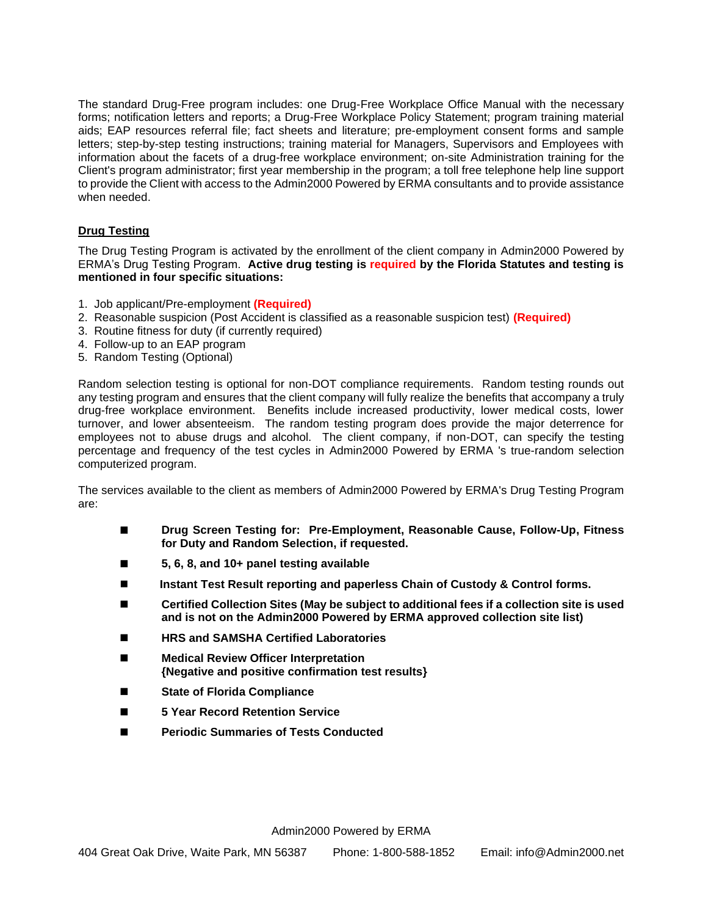The standard Drug-Free program includes: one Drug-Free Workplace Office Manual with the necessary forms; notification letters and reports; a Drug-Free Workplace Policy Statement; program training material aids; EAP resources referral file; fact sheets and literature; pre-employment consent forms and sample letters; step-by-step testing instructions; training material for Managers, Supervisors and Employees with information about the facets of a drug-free workplace environment; on-site Administration training for the Client's program administrator; first year membership in the program; a toll free telephone help line support to provide the Client with access to the Admin2000 Powered by ERMA consultants and to provide assistance when needed.

## Drug Testing

The Drug Testing Program is activated by the enrollment of the client company in Admin2000 Powered by ERMA's Drug Testing Program. **Active drug testing is required by the Florida Statutes and testing is mentioned in four specific situations:**

1. Job applicant/Pre-employment **(Required)**
2. Reasonable suspicion (Post Accident is classified as a reasonable suspicion test) **(Required)**
3. Routine fitness for duty (if currently required)
4. Follow-up to an EAP program
5. Random Testing (Optional)

Random selection testing is optional for non-DOT compliance requirements. Random testing rounds out any testing program and ensures that the client company will fully realize the benefits that accompany a truly drug-free workplace environment. Benefits include increased productivity, lower medical costs, lower turnover, and lower absenteeism. The random testing program does provide the major deterrence for employees not to abuse drugs and alcohol. The client company, if non-DOT, can specify the testing percentage and frequency of the test cycles in Admin2000 Powered by ERMA 's true-random selection computerized program.

The services available to the client as members of Admin2000 Powered by ERMA's Drug Testing Program are:

- **Drug Screen Testing for: Pre-Employment, Reasonable Cause, Follow-Up, Fitness for Duty and Random Selection, if requested.**
- **5, 6, 8, and 10+ panel testing available**
- **Instant Test Result reporting and paperless Chain of Custody & Control forms.**
- **Certified Collection Sites (May be subject to additional fees if a collection site is used and is not on the Admin2000 Powered by ERMA approved collection site list)**
- **HRS and SAMSHA Certified Laboratories**
- **Medical Review Officer Interpretation {Negative and positive confirmation test results}**
- **State of Florida Compliance**
- **5 Year Record Retention Service**
- **Periodic Summaries of Tests Conducted**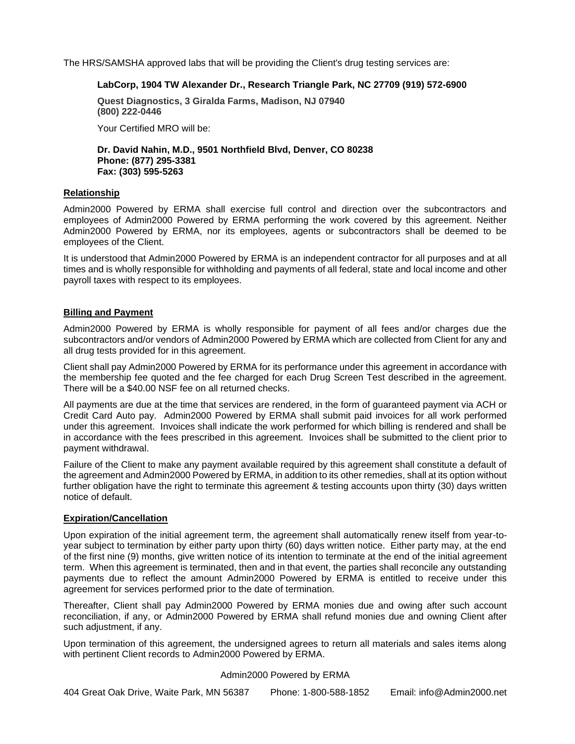The HRS/SAMSHA approved labs that will be providing the Client's drug testing services are:

**LabCorp, 1904 TW Alexander Dr., Research Triangle Park, NC 27709 (919) 572-6900**

**Quest Diagnostics, 3 Giralda Farms, Madison, NJ 07940**
**(800) 222-0446**

Your Certified MRO will be:

**Dr. David Nahin, M.D., 9501 Northfield Blvd, Denver, CO 80238**
**Phone: (877) 295-3381**
**Fax: (303) 595-5263**

## Relationship

Admin2000 Powered by ERMA shall exercise full control and direction over the subcontractors and employees of Admin2000 Powered by ERMA performing the work covered by this agreement. Neither Admin2000 Powered by ERMA, nor its employees, agents or subcontractors shall be deemed to be employees of the Client.

It is understood that Admin2000 Powered by ERMA is an independent contractor for all purposes and at all times and is wholly responsible for withholding and payments of all federal, state and local income and other payroll taxes with respect to its employees.

## Billing and Payment

Admin2000 Powered by ERMA is wholly responsible for payment of all fees and/or charges due the subcontractors and/or vendors of Admin2000 Powered by ERMA which are collected from Client for any and all drug tests provided for in this agreement.

Client shall pay Admin2000 Powered by ERMA for its performance under this agreement in accordance with the membership fee quoted and the fee charged for each Drug Screen Test described in the agreement. There will be a $40.00 NSF fee on all returned checks.

All payments are due at the time that services are rendered, in the form of guaranteed payment via ACH or Credit Card Auto pay. Admin2000 Powered by ERMA shall submit paid invoices for all work performed under this agreement. Invoices shall indicate the work performed for which billing is rendered and shall be in accordance with the fees prescribed in this agreement. Invoices shall be submitted to the client prior to payment withdrawal.

Failure of the Client to make any payment available required by this agreement shall constitute a default of the agreement and Admin2000 Powered by ERMA, in addition to its other remedies, shall at its option without further obligation have the right to terminate this agreement & testing accounts upon thirty (30) days written notice of default.

## Expiration/Cancellation

Upon expiration of the initial agreement term, the agreement shall automatically renew itself from year-to-year subject to termination by either party upon thirty (60) days written notice. Either party may, at the end of the first nine (9) months, give written notice of its intention to terminate at the end of the initial agreement term. When this agreement is terminated, then and in that event, the parties shall reconcile any outstanding payments due to reflect the amount Admin2000 Powered by ERMA is entitled to receive under this agreement for services performed prior to the date of termination.

Thereafter, Client shall pay Admin2000 Powered by ERMA monies due and owing after such account reconciliation, if any, or Admin2000 Powered by ERMA shall refund monies due and owning Client after such adjustment, if any.

Upon termination of this agreement, the undersigned agrees to return all materials and sales items along with pertinent Client records to Admin2000 Powered by ERMA.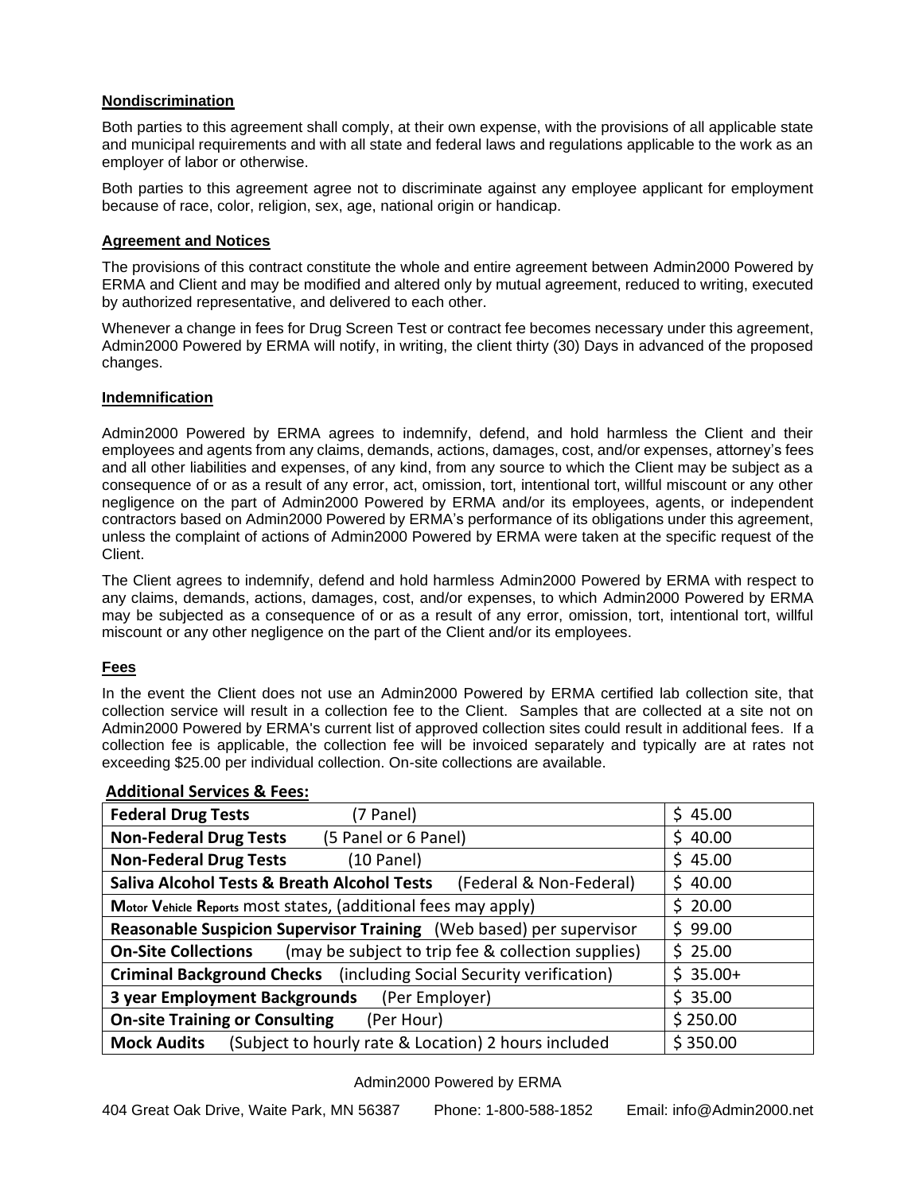#### **Nondiscrimination**

Both parties to this agreement shall comply, at their own expense, with the provisions of all applicable state and municipal requirements and with all state and federal laws and regulations applicable to the work as an employer of labor or otherwise.

Both parties to this agreement agree not to discriminate against any employee applicant for employment because of race, color, religion, sex, age, national origin or handicap.

#### **Agreement and Notices**

The provisions of this contract constitute the whole and entire agreement between Admin2000 Powered by ERMA and Client and may be modified and altered only by mutual agreement, reduced to writing, executed by authorized representative, and delivered to each other.

Whenever a change in fees for Drug Screen Test or contract fee becomes necessary under this agreement, Admin2000 Powered by ERMA will notify, in writing, the client thirty (30) Days in advanced of the proposed changes.

#### **Indemnification**

Admin2000 Powered by ERMA agrees to indemnify, defend, and hold harmless the Client and their employees and agents from any claims, demands, actions, damages, cost, and/or expenses, attorney's fees and all other liabilities and expenses, of any kind, from any source to which the Client may be subject as a consequence of or as a result of any error, act, omission, tort, intentional tort, willful miscount or any other negligence on the part of Admin2000 Powered by ERMA and/or its employees, agents, or independent contractors based on Admin2000 Powered by ERMA's performance of its obligations under this agreement, unless the complaint of actions of Admin2000 Powered by ERMA were taken at the specific request of the Client.

The Client agrees to indemnify, defend and hold harmless Admin2000 Powered by ERMA with respect to any claims, demands, actions, damages, cost, and/or expenses, to which Admin2000 Powered by ERMA may be subjected as a consequence of or as a result of any error, omission, tort, intentional tort, willful miscount or any other negligence on the part of the Client and/or its employees.

#### **Fees**

In the event the Client does not use an Admin2000 Powered by ERMA certified lab collection site, that collection service will result in a collection fee to the Client. Samples that are collected at a site not on Admin2000 Powered by ERMA's current list of approved collection sites could result in additional fees. If a collection fee is applicable, the collection fee will be invoiced separately and typically are at rates not exceeding $25.00 per individual collection. On-site collections are available.

**Additional Services & Fees:**

| Service | Fee |
|---|---|
| **Federal Drug Tests** (7 Panel) | $ 45.00 |
| **Non-Federal Drug Tests** (5 Panel or 6 Panel) | $ 40.00 |
| **Non-Federal Drug Tests** (10 Panel) | $ 45.00 |
| **Saliva Alcohol Tests & Breath Alcohol Tests** (Federal & Non-Federal) | $ 40.00 |
| **M**otor **V**ehicle **R**eports most states, (additional fees may apply) | $ 20.00 |
| **Reasonable Suspicion Supervisor Training** (Web based) per supervisor | $ 99.00 |
| **On-Site Collections** (may be subject to trip fee & collection supplies) | $ 25.00 |
| **Criminal Background Checks** (including Social Security verification) | $ 35.00+ |
| **3 year Employment Backgrounds** (Per Employer) | $ 35.00 |
| **On-site Training or Consulting** (Per Hour) | $ 250.00 |
| **Mock Audits** (Subject to hourly rate & Location) 2 hours included | $ 350.00 |

Admin2000 Powered by ERMA

404 Great Oak Drive, Waite Park, MN 56387 Phone: 1-800-588-1852 Email: info@Admin2000.net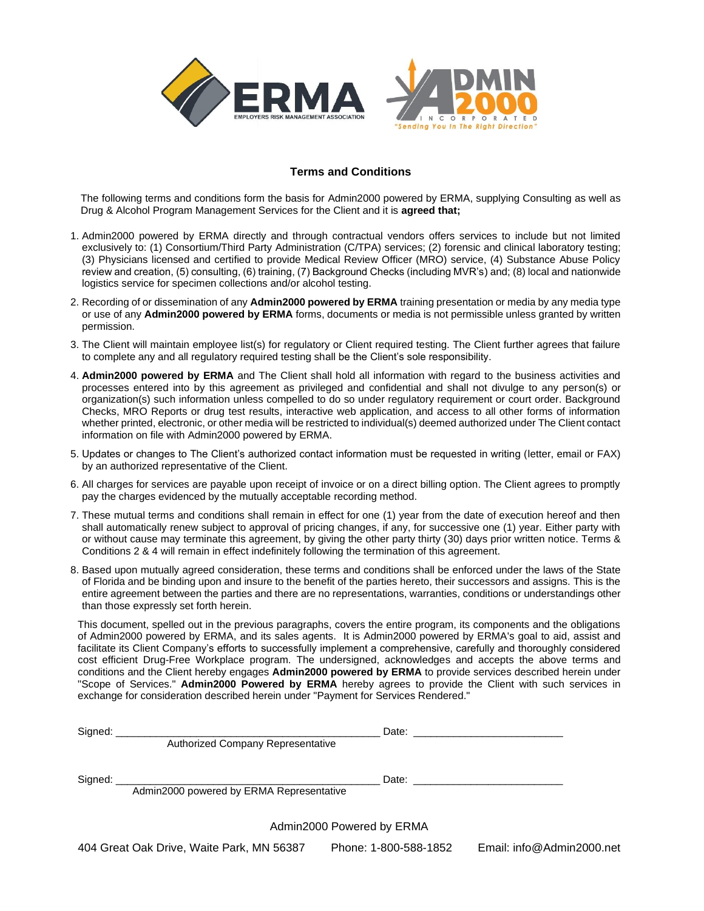ERMA
EMPLOYERS RISK MANAGEMENT ASSOCIATION

ADMIN 2000
INCORPORATED
"Sending You In The Right Direction"

## Terms and Conditions

The following terms and conditions form the basis for Admin2000 powered by ERMA, supplying Consulting as well as Drug & Alcohol Program Management Services for the Client and it is **agreed that;**

1. Admin2000 powered by ERMA directly and through contractual vendors offers services to include but not limited exclusively to: (1) Consortium/Third Party Administration (C/TPA) services; (2) forensic and clinical laboratory testing; (3) Physicians licensed and certified to provide Medical Review Officer (MRO) service, (4) Substance Abuse Policy review and creation, (5) consulting, (6) training, (7) Background Checks (including MVR's) and; (8) local and nationwide logistics service for specimen collections and/or alcohol testing.
2. Recording of or dissemination of any **Admin2000 powered by ERMA** training presentation or media by any media type or use of any **Admin2000 powered by ERMA** forms, documents or media is not permissible unless granted by written permission.
3. The Client will maintain employee list(s) for regulatory or Client required testing. The Client further agrees that failure to complete any and all regulatory required testing shall be the Client's sole responsibility.
4. **Admin2000 powered by ERMA** and The Client shall hold all information with regard to the business activities and processes entered into by this agreement as privileged and confidential and shall not divulge to any person(s) or organization(s) such information unless compelled to do so under regulatory requirement or court order. Background Checks, MRO Reports or drug test results, interactive web application, and access to all other forms of information whether printed, electronic, or other media will be restricted to individual(s) deemed authorized under The Client contact information on file with Admin2000 powered by ERMA.
5. Updates or changes to The Client's authorized contact information must be requested in writing (letter, email or FAX) by an authorized representative of the Client.
6. All charges for services are payable upon receipt of invoice or on a direct billing option. The Client agrees to promptly pay the charges evidenced by the mutually acceptable recording method.
7. These mutual terms and conditions shall remain in effect for one (1) year from the date of execution hereof and then shall automatically renew subject to approval of pricing changes, if any, for successive one (1) year. Either party with or without cause may terminate this agreement, by giving the other party thirty (30) days prior written notice. Terms & Conditions 2 & 4 will remain in effect indefinitely following the termination of this agreement.
8. Based upon mutually agreed consideration, these terms and conditions shall be enforced under the laws of the State of Florida and be binding upon and insure to the benefit of the parties hereto, their successors and assigns. This is the entire agreement between the parties and there are no representations, warranties, conditions or understandings other than those expressly set forth herein.

This document, spelled out in the previous paragraphs, covers the entire program, its components and the obligations of Admin2000 powered by ERMA, and its sales agents. It is Admin2000 powered by ERMA's goal to aid, assist and facilitate its Client Company's efforts to successfully implement a comprehensive, carefully and thoroughly considered cost efficient Drug-Free Workplace program. The undersigned, acknowledges and accepts the above terms and conditions and the Client hereby engages **Admin2000 powered by ERMA** to provide services described herein under "Scope of Services." **Admin2000 Powered by ERMA** hereby agrees to provide the Client with such services in exchange for consideration described herein under "Payment for Services Rendered."

Signed: ______________________________________________ Date: __________________________
Authorized Company Representative

Signed: ______________________________________________ Date: __________________________
Admin2000 powered by ERMA Representative

Admin2000 Powered by ERMA

404 Great Oak Drive, Waite Park, MN 56387    Phone: 1-800-588-1852    Email: info@Admin2000.net